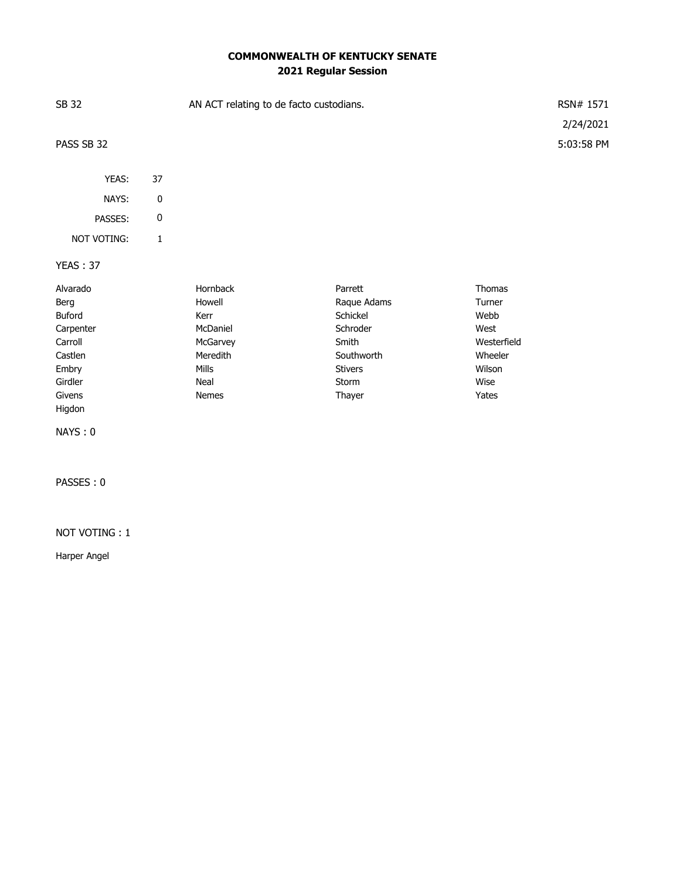# COMMONWEALTH OF KENTUCKY SENATE
## 2021 Regular Session

SB 32 AN ACT relating to de facto custodians. RSN# 1571

2/24/2021

PASS SB 32 5:03:58 PM

| | |
|---|---|
| YEAS: | 37 |
| NAYS: | 0 |
| PASSES: | 0 |
| NOT VOTING: | 1 |

YEAS : 37

| | | | |
|---|---|---|---|
| Alvarado | Hornback | Parrett | Thomas |
| Berg | Howell | Raque Adams | Turner |
| Buford | Kerr | Schickel | Webb |
| Carpenter | McDaniel | Schroder | West |
| Carroll | McGarvey | Smith | Westerfield |
| Castlen | Meredith | Southworth | Wheeler |
| Embry | Mills | Stivers | Wilson |
| Girdler | Neal | Storm | Wise |
| Givens | Nemes | Thayer | Yates |
| Higdon | | | |

NAYS : 0

PASSES : 0

NOT VOTING : 1

Harper Angel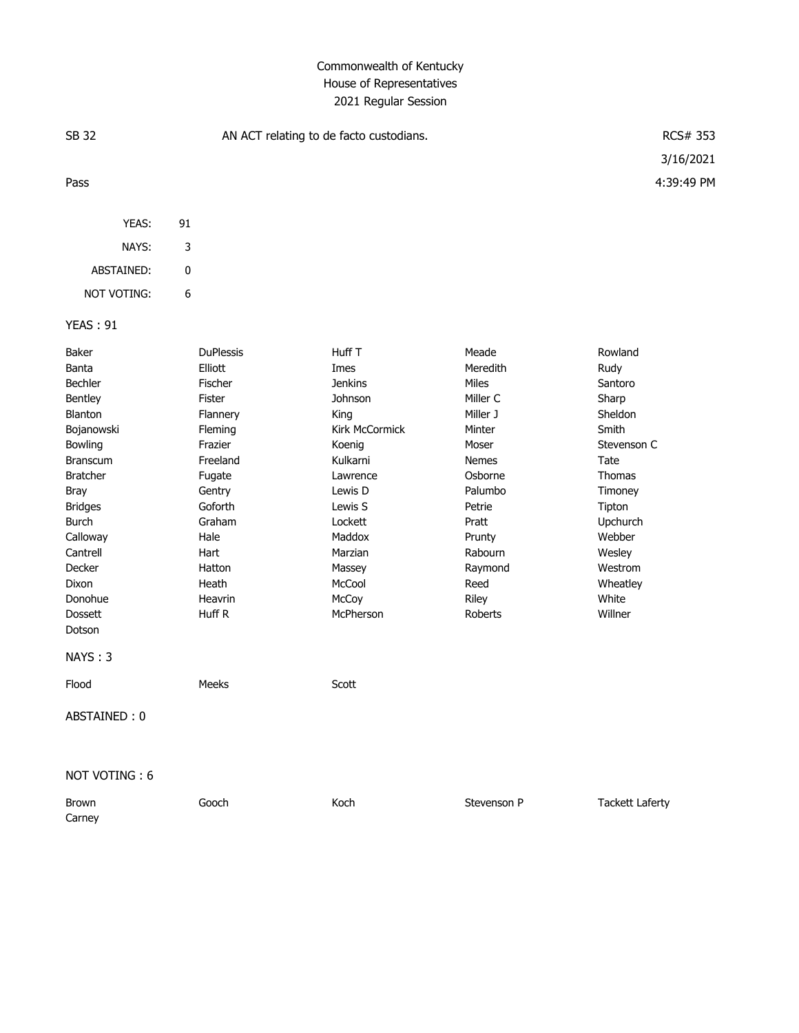# Commonwealth of Kentucky
## House of Representatives
### 2021 Regular Session

| | | |
|---|---|---|
| SB 32 | AN ACT relating to de facto custodians. | RCS# 353 |
| | | 3/16/2021 |
| Pass | | 4:39:49 PM |

| | |
|---|---|
| YEAS: | 91 |
| NAYS: | 3 |
| ABSTAINED: | 0 |
| NOT VOTING: | 6 |

**YEAS : 91**

| | | | | |
|---|---|---|---|---|
| Baker | DuPlessis | Huff T | Meade | Rowland |
| Banta | Elliott | Imes | Meredith | Rudy |
| Bechler | Fischer | Jenkins | Miles | Santoro |
| Bentley | Fister | Johnson | Miller C | Sharp |
| Blanton | Flannery | King | Miller J | Sheldon |
| Bojanowski | Fleming | Kirk McCormick | Minter | Smith |
| Bowling | Frazier | Koenig | Moser | Stevenson C |
| Branscum | Freeland | Kulkarni | Nemes | Tate |
| Bratcher | Fugate | Lawrence | Osborne | Thomas |
| Bray | Gentry | Lewis D | Palumbo | Timoney |
| Bridges | Goforth | Lewis S | Petrie | Tipton |
| Burch | Graham | Lockett | Pratt | Upchurch |
| Calloway | Hale | Maddox | Prunty | Webber |
| Cantrell | Hart | Marzian | Rabourn | Wesley |
| Decker | Hatton | Massey | Raymond | Westrom |
| Dixon | Heath | McCool | Reed | Wheatley |
| Donohue | Heavrin | McCoy | Riley | White |
| Dossett | Huff R | McPherson | Roberts | Willner |
| Dotson | | | | |

**NAYS : 3**

| | | |
|---|---|---|
| Flood | Meeks | Scott |

**ABSTAINED : 0**

**NOT VOTING : 6**

| | | | | |
|---|---|---|---|---|
| Brown | Gooch | Koch | Stevenson P | Tackett Laferty |
| Carney | | | | |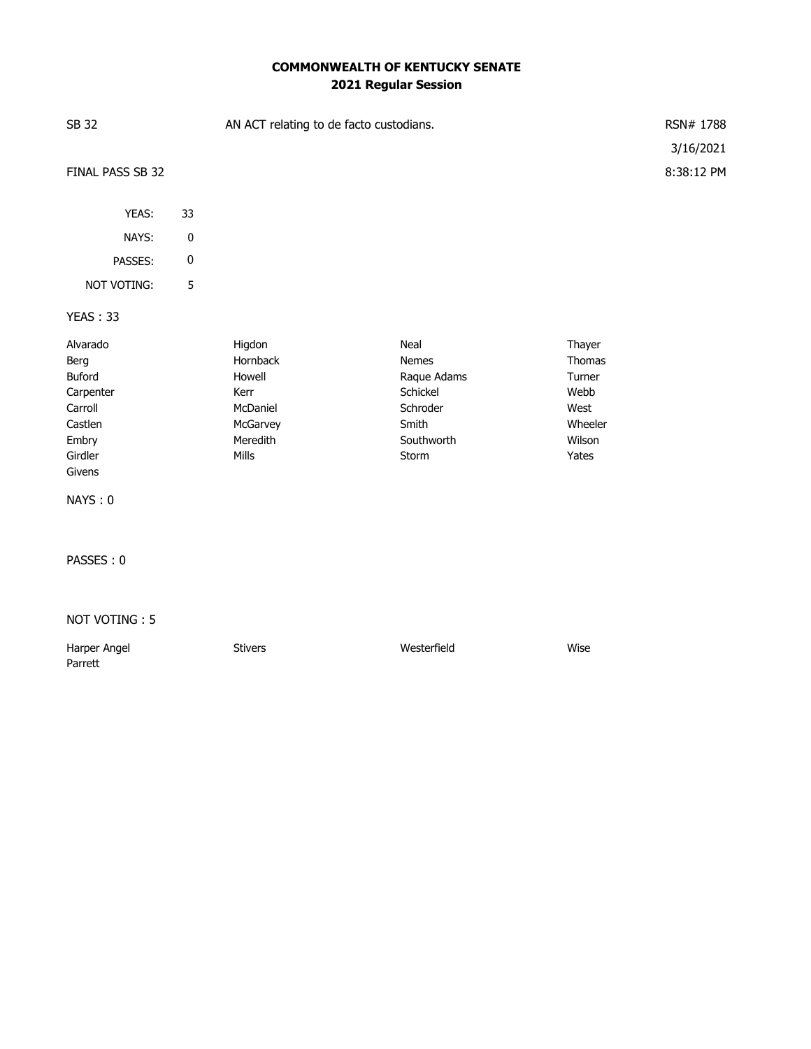**COMMONWEALTH OF KENTUCKY SENATE**
**2021 Regular Session**

SB 32 AN ACT relating to de facto custodians. RSN# 1788

3/16/2021

FINAL PASS SB 32 8:38:12 PM

| | |
|---|---|
| YEAS: | 33 |
| NAYS: | 0 |
| PASSES: | 0 |
| NOT VOTING: | 5 |

YEAS : 33

| | | | |
|---|---|---|---|
| Alvarado | Higdon | Neal | Thayer |
| Berg | Hornback | Nemes | Thomas |
| Buford | Howell | Raque Adams | Turner |
| Carpenter | Kerr | Schickel | Webb |
| Carroll | McDaniel | Schroder | West |
| Castlen | McGarvey | Smith | Wheeler |
| Embry | Meredith | Southworth | Wilson |
| Girdler | Mills | Storm | Yates |
| Givens | | | |

NAYS : 0

PASSES : 0

NOT VOTING : 5

| | | | |
|---|---|---|---|
| Harper Angel | Stivers | Westerfield | Wise |
| Parrett | | | |